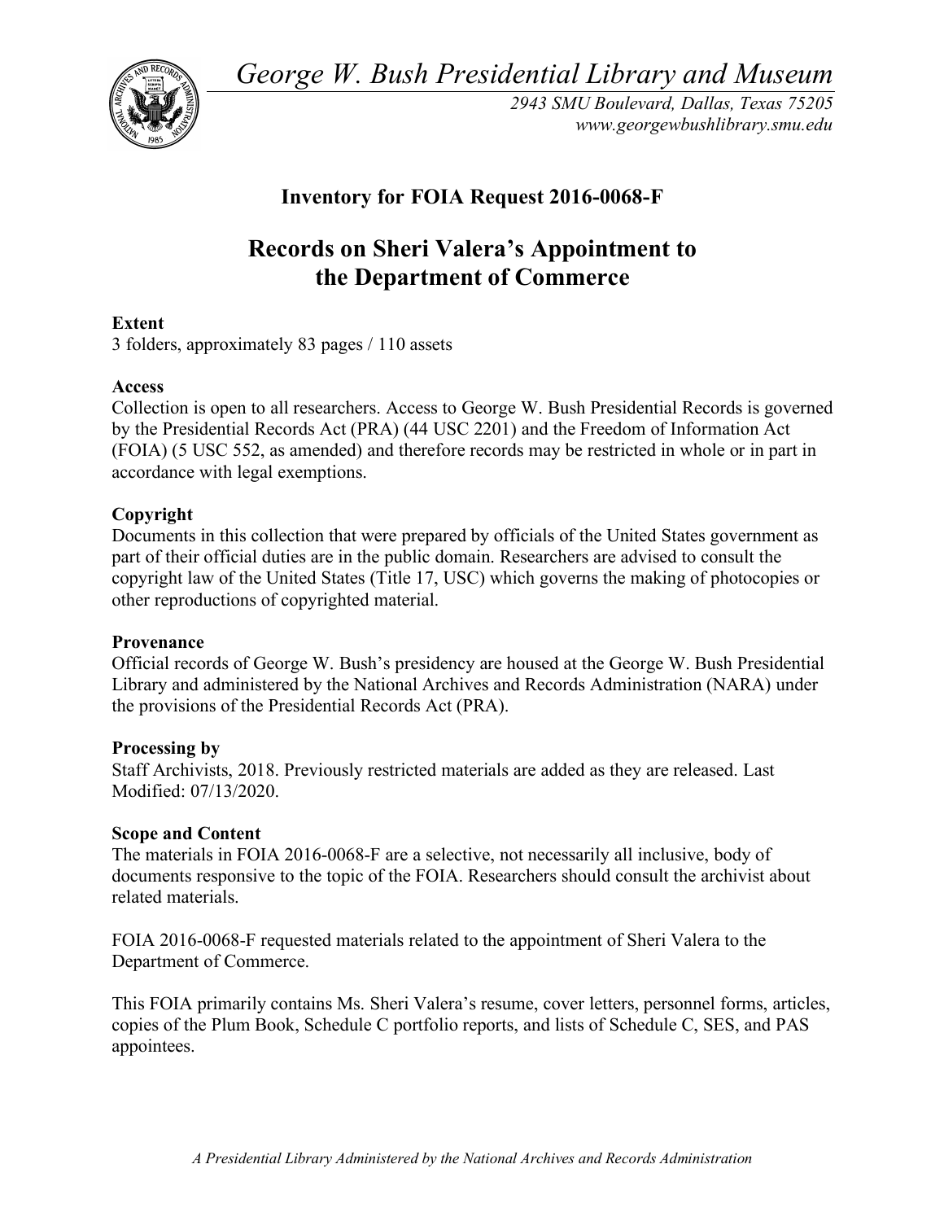*George W. Bush Presidential Library and Museum*

*2943 SMU Boulevard, Dallas, Texas 75205*
*www.georgewbushlibrary.smu.edu*

## Inventory for FOIA Request 2016-0068-F

# Records on Sheri Valera's Appointment to the Department of Commerce

**Extent**
3 folders, approximately 83 pages / 110 assets

**Access**
Collection is open to all researchers. Access to George W. Bush Presidential Records is governed by the Presidential Records Act (PRA) (44 USC 2201) and the Freedom of Information Act (FOIA) (5 USC 552, as amended) and therefore records may be restricted in whole or in part in accordance with legal exemptions.

**Copyright**
Documents in this collection that were prepared by officials of the United States government as part of their official duties are in the public domain. Researchers are advised to consult the copyright law of the United States (Title 17, USC) which governs the making of photocopies or other reproductions of copyrighted material.

**Provenance**
Official records of George W. Bush's presidency are housed at the George W. Bush Presidential Library and administered by the National Archives and Records Administration (NARA) under the provisions of the Presidential Records Act (PRA).

**Processing by**
Staff Archivists, 2018. Previously restricted materials are added as they are released. Last Modified: 07/13/2020.

**Scope and Content**
The materials in FOIA 2016-0068-F are a selective, not necessarily all inclusive, body of documents responsive to the topic of the FOIA. Researchers should consult the archivist about related materials.

FOIA 2016-0068-F requested materials related to the appointment of Sheri Valera to the Department of Commerce.

This FOIA primarily contains Ms. Sheri Valera's resume, cover letters, personnel forms, articles, copies of the Plum Book, Schedule C portfolio reports, and lists of Schedule C, SES, and PAS appointees.

*A Presidential Library Administered by the National Archives and Records Administration*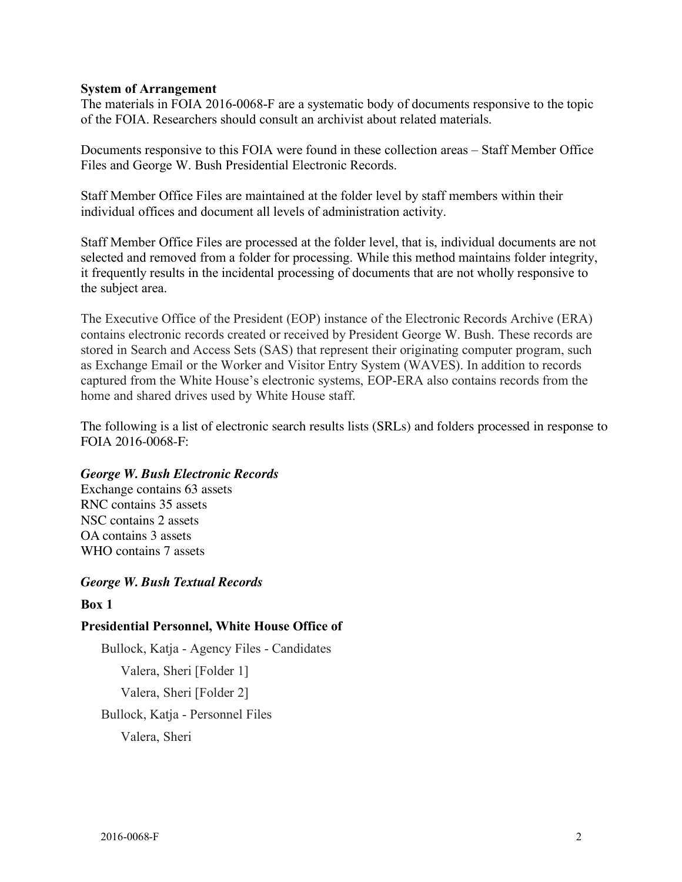**System of Arrangement**

The materials in FOIA 2016-0068-F are a systematic body of documents responsive to the topic of the FOIA. Researchers should consult an archivist about related materials.

Documents responsive to this FOIA were found in these collection areas – Staff Member Office Files and George W. Bush Presidential Electronic Records.

Staff Member Office Files are maintained at the folder level by staff members within their individual offices and document all levels of administration activity.

Staff Member Office Files are processed at the folder level, that is, individual documents are not selected and removed from a folder for processing. While this method maintains folder integrity, it frequently results in the incidental processing of documents that are not wholly responsive to the subject area.

The Executive Office of the President (EOP) instance of the Electronic Records Archive (ERA) contains electronic records created or received by President George W. Bush. These records are stored in Search and Access Sets (SAS) that represent their originating computer program, such as Exchange Email or the Worker and Visitor Entry System (WAVES). In addition to records captured from the White House's electronic systems, EOP-ERA also contains records from the home and shared drives used by White House staff.

The following is a list of electronic search results lists (SRLs) and folders processed in response to FOIA 2016-0068-F:

***George W. Bush Electronic Records***

Exchange contains 63 assets
RNC contains 35 assets
NSC contains 2 assets
OA contains 3 assets
WHO contains 7 assets

***George W. Bush Textual Records***

**Box 1**

**Presidential Personnel, White House Office of**

- Bullock, Katja - Agency Files - Candidates
  - Valera, Sheri [Folder 1]
  - Valera, Sheri [Folder 2]
- Bullock, Katja - Personnel Files
  - Valera, Sheri